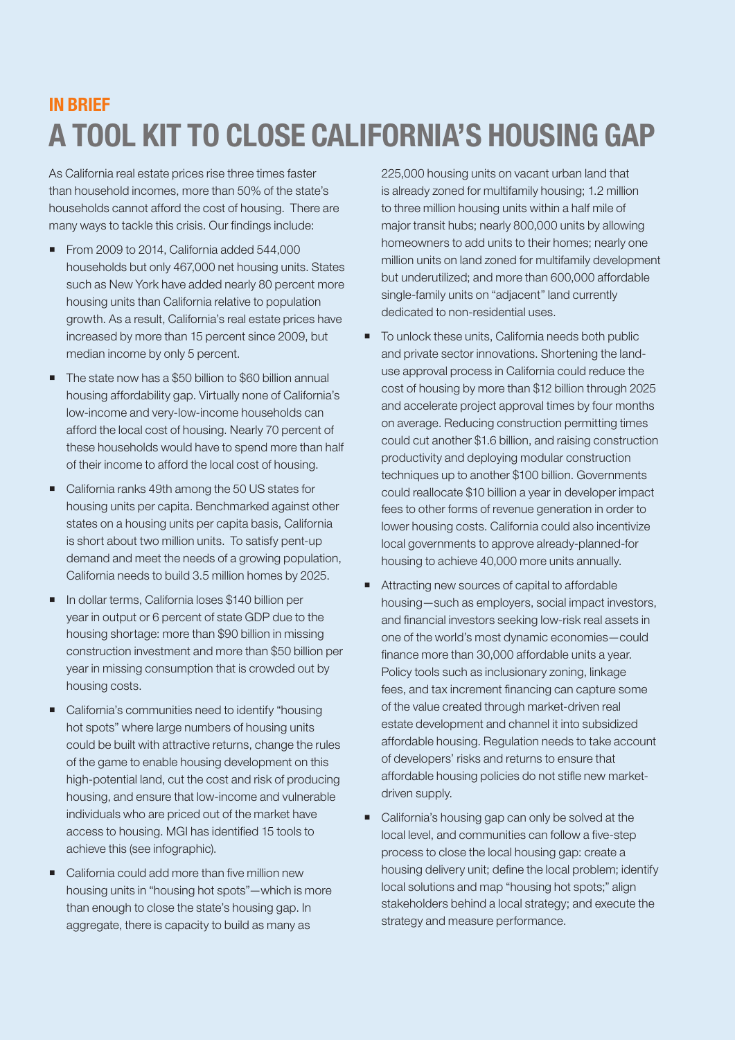## IN BRIEF

# A TOOL KIT TO CLOSE CALIFORNIA'S HOUSING GAP

As California real estate prices rise three times faster than household incomes, more than 50% of the state's households cannot afford the cost of housing. There are many ways to tackle this crisis. Our findings include:

- From 2009 to 2014, California added 544,000 households but only 467,000 net housing units. States such as New York have added nearly 80 percent more housing units than California relative to population growth. As a result, California's real estate prices have increased by more than 15 percent since 2009, but median income by only 5 percent.
- The state now has a $50 billion to $60 billion annual housing affordability gap. Virtually none of California's low-income and very-low-income households can afford the local cost of housing. Nearly 70 percent of these households would have to spend more than half of their income to afford the local cost of housing.
- California ranks 49th among the 50 US states for housing units per capita. Benchmarked against other states on a housing units per capita basis, California is short about two million units. To satisfy pent-up demand and meet the needs of a growing population, California needs to build 3.5 million homes by 2025.
- In dollar terms, California loses $140 billion per year in output or 6 percent of state GDP due to the housing shortage: more than $90 billion in missing construction investment and more than $50 billion per year in missing consumption that is crowded out by housing costs.
- California's communities need to identify "housing hot spots" where large numbers of housing units could be built with attractive returns, change the rules of the game to enable housing development on this high-potential land, cut the cost and risk of producing housing, and ensure that low-income and vulnerable individuals who are priced out of the market have access to housing. MGI has identified 15 tools to achieve this (see infographic).
- California could add more than five million new housing units in "housing hot spots"—which is more than enough to close the state's housing gap. In aggregate, there is capacity to build as many as 225,000 housing units on vacant urban land that is already zoned for multifamily housing; 1.2 million to three million housing units within a half mile of major transit hubs; nearly 800,000 units by allowing homeowners to add units to their homes; nearly one million units on land zoned for multifamily development but underutilized; and more than 600,000 affordable single-family units on "adjacent" land currently dedicated to non-residential uses.
- To unlock these units, California needs both public and private sector innovations. Shortening the land-use approval process in California could reduce the cost of housing by more than $12 billion through 2025 and accelerate project approval times by four months on average. Reducing construction permitting times could cut another $1.6 billion, and raising construction productivity and deploying modular construction techniques up to another $100 billion. Governments could reallocate $10 billion a year in developer impact fees to other forms of revenue generation in order to lower housing costs. California could also incentivize local governments to approve already-planned-for housing to achieve 40,000 more units annually.
- Attracting new sources of capital to affordable housing—such as employers, social impact investors, and financial investors seeking low-risk real assets in one of the world's most dynamic economies—could finance more than 30,000 affordable units a year. Policy tools such as inclusionary zoning, linkage fees, and tax increment financing can capture some of the value created through market-driven real estate development and channel it into subsidized affordable housing. Regulation needs to take account of developers' risks and returns to ensure that affordable housing policies do not stifle new market-driven supply.
- California's housing gap can only be solved at the local level, and communities can follow a five-step process to close the local housing gap: create a housing delivery unit; define the local problem; identify local solutions and map "housing hot spots;" align stakeholders behind a local strategy; and execute the strategy and measure performance.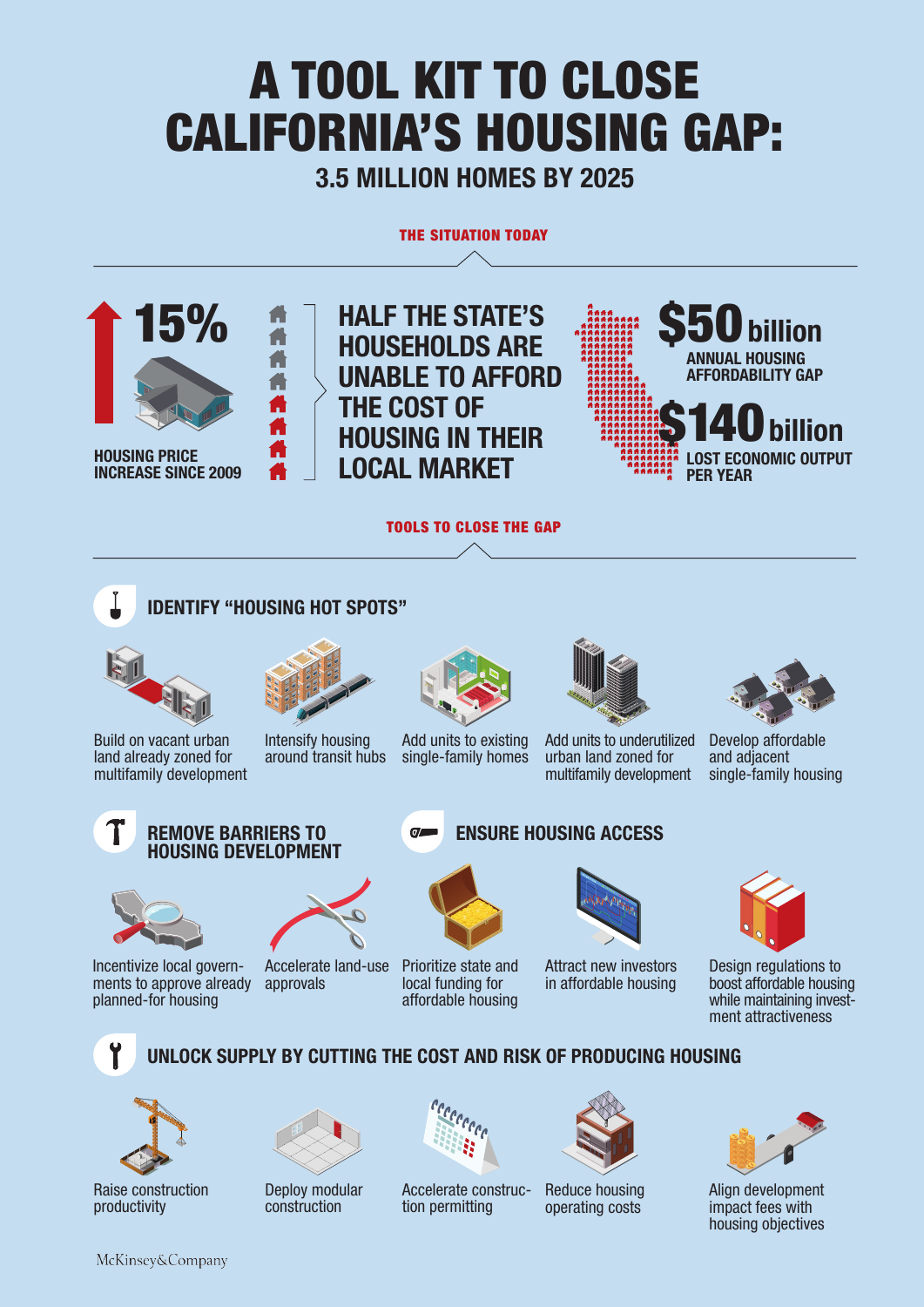# A TOOL KIT TO CLOSE CALIFORNIA'S HOUSING GAP:

## 3.5 MILLION HOMES BY 2025

### THE SITUATION TODAY

**15%**

HOUSING PRICE INCREASE SINCE 2009

**HALF THE STATE'S HOUSEHOLDS ARE UNABLE TO AFFORD THE COST OF HOUSING IN THEIR LOCAL MARKET**

**$50 billion**

ANNUAL HOUSING AFFORDABILITY GAP

**$140 billion**

LOST ECONOMIC OUTPUT PER YEAR

### TOOLS TO CLOSE THE GAP

#### IDENTIFY "HOUSING HOT SPOTS"

- Build on vacant urban land already zoned for multifamily development
- Intensify housing around transit hubs
- Add units to existing single-family homes
- Add units to underutilized urban land zoned for multifamily development
- Develop affordable and adjacent single-family housing

#### REMOVE BARRIERS TO HOUSING DEVELOPMENT

- Incentivize local governments to approve already planned-for housing
- Accelerate land-use approvals

#### ENSURE HOUSING ACCESS

- Prioritize state and local funding for affordable housing
- Attract new investors in affordable housing
- Design regulations to boost affordable housing while maintaining investment attractiveness

#### UNLOCK SUPPLY BY CUTTING THE COST AND RISK OF PRODUCING HOUSING

- Raise construction productivity
- Deploy modular construction
- Accelerate construction permitting
- Reduce housing operating costs
- Align development impact fees with housing objectives

McKinsey&Company